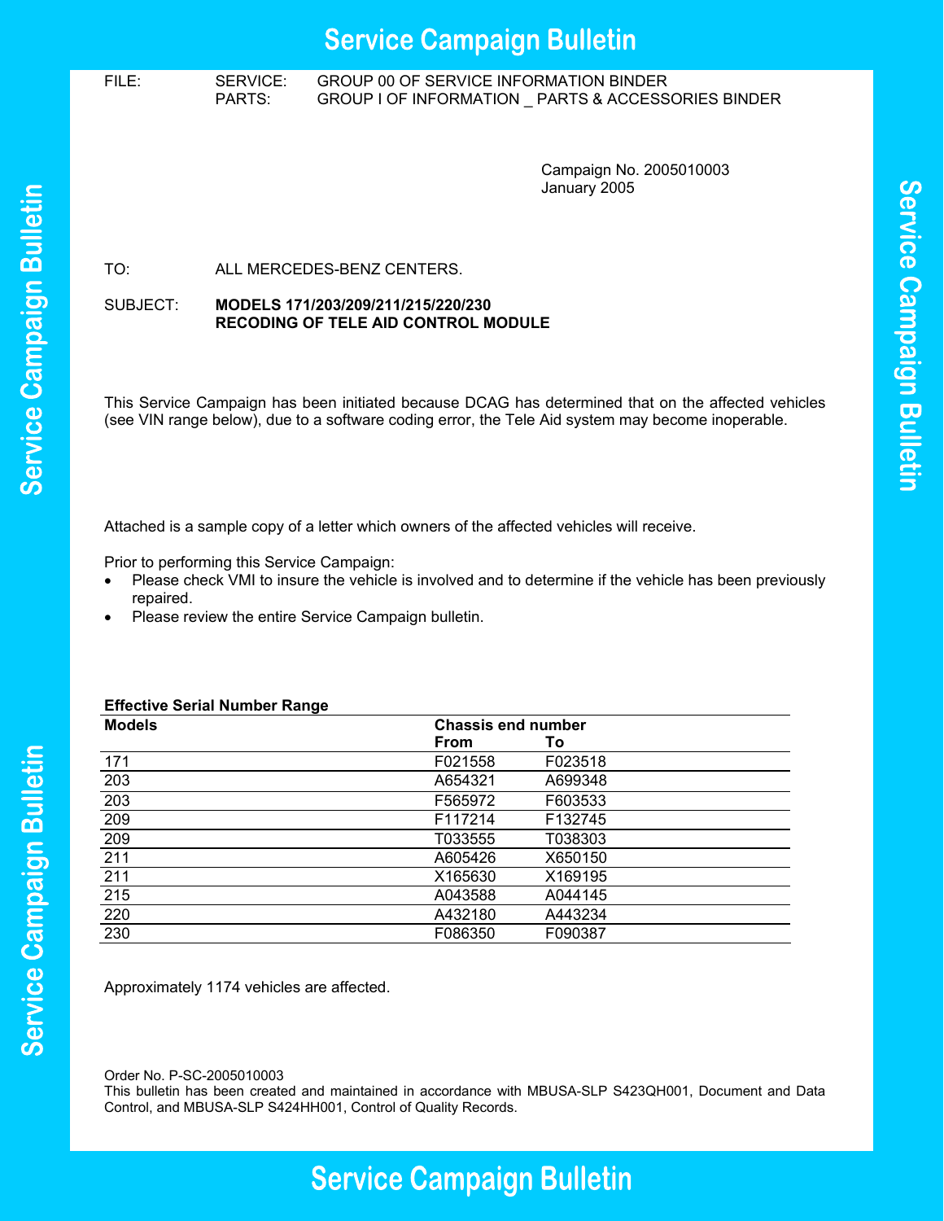# Service Campaign Bulletin

FILE: SERVICE: GROUP 00 OF SERVICE INFORMATION BINDER
PARTS: GROUP I OF INFORMATION _ PARTS & ACCESSORIES BINDER

Campaign No. 2005010003
January 2005

TO: ALL MERCEDES-BENZ CENTERS.

SUBJECT: **MODELS 171/203/209/211/215/220/230**
**RECODING OF TELE AID CONTROL MODULE**

This Service Campaign has been initiated because DCAG has determined that on the affected vehicles (see VIN range below), due to a software coding error, the Tele Aid system may become inoperable.

Attached is a sample copy of a letter which owners of the affected vehicles will receive.

Prior to performing this Service Campaign:

- Please check VMI to insure the vehicle is involved and to determine if the vehicle has been previously repaired.
- Please review the entire Service Campaign bulletin.

**Effective Serial Number Range**

| Models | Chassis end number | |
|---|---|---|
| | **From** | **To** |
| 171 | F021558 | F023518 |
| 203 | A654321 | A699348 |
| 203 | F565972 | F603533 |
| 209 | F117214 | F132745 |
| 209 | T033555 | T038303 |
| 211 | A605426 | X650150 |
| 211 | X165630 | X169195 |
| 215 | A043588 | A044145 |
| 220 | A432180 | A443234 |
| 230 | F086350 | F090387 |

Approximately 1174 vehicles are affected.

Order No. P-SC-2005010003
This bulletin has been created and maintained in accordance with MBUSA-SLP S423QH001, Document and Data Control, and MBUSA-SLP S424HH001, Control of Quality Records.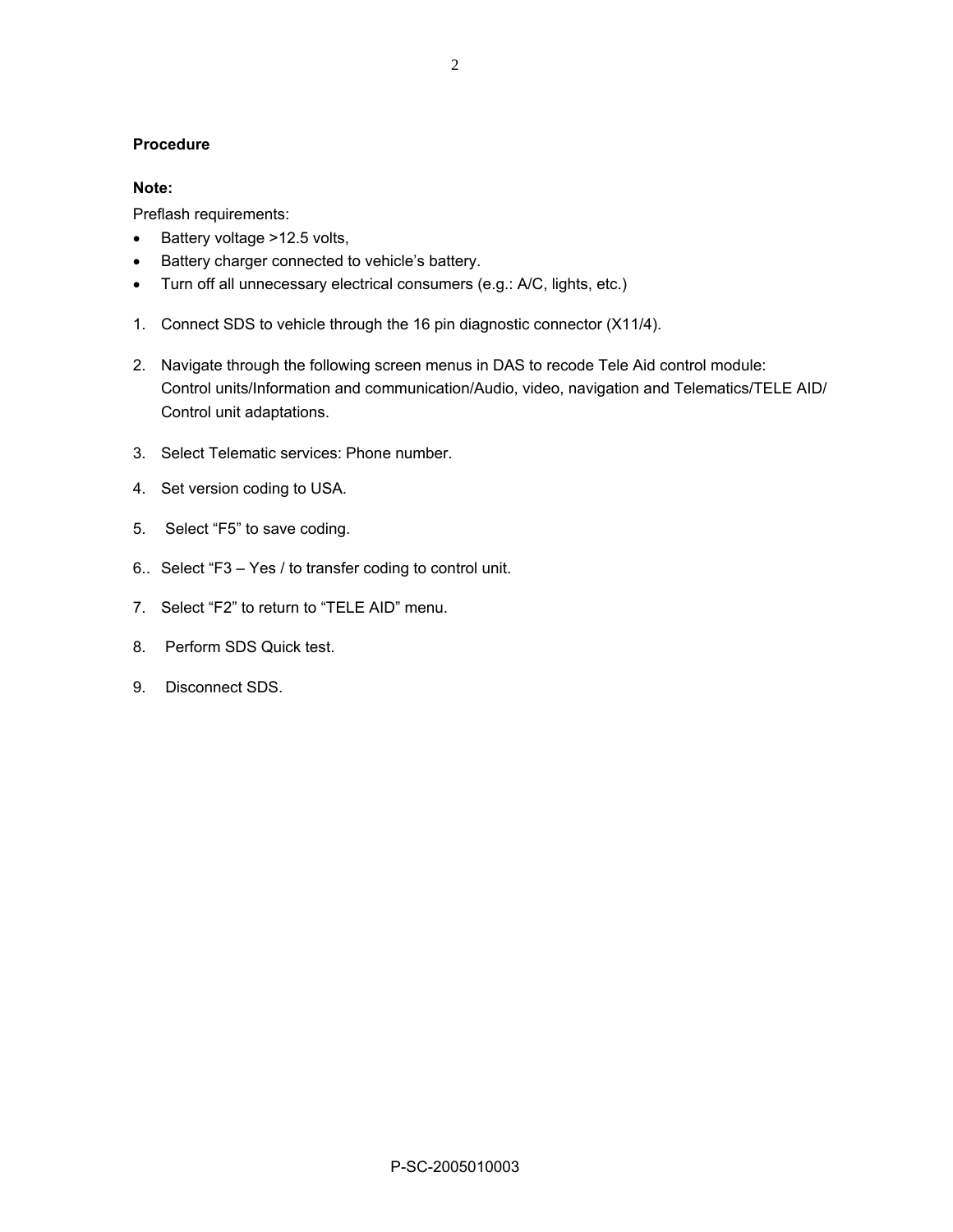**Procedure**

**Note:**

Preflash requirements:

- Battery voltage >12.5 volts,
- Battery charger connected to vehicle's battery.
- Turn off all unnecessary electrical consumers (e.g.: A/C, lights, etc.)

1. Connect SDS to vehicle through the 16 pin diagnostic connector (X11/4).
2. Navigate through the following screen menus in DAS to recode Tele Aid control module: Control units/Information and communication/Audio, video, navigation and Telematics/TELE AID/ Control unit adaptations.
3. Select Telematic services: Phone number.
4. Set version coding to USA.
5. Select "F5" to save coding.
6. Select "F3 – Yes / to transfer coding to control unit.
7. Select "F2" to return to "TELE AID" menu.
8. Perform SDS Quick test.
9. Disconnect SDS.

P-SC-2005010003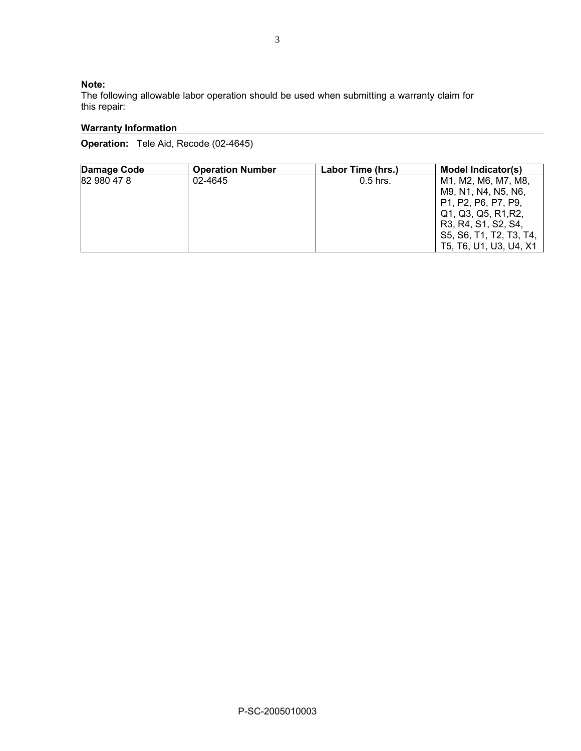**Note:**
The following allowable labor operation should be used when submitting a warranty claim for this repair:

**Warranty Information**

**Operation:** Tele Aid, Recode (02-4645)

| Damage Code | Operation Number | Labor Time (hrs.) | Model Indicator(s) |
|---|---|---|---|
| 82 980 47 8 | 02-4645 | 0.5 hrs. | M1, M2, M6, M7, M8, M9, N1, N4, N5, N6, P1, P2, P6, P7, P9, Q1, Q3, Q5, R1,R2, R3, R4, S1, S2, S4, S5, S6, T1, T2, T3, T4, T5, T6, U1, U3, U4, X1 |

P-SC-2005010003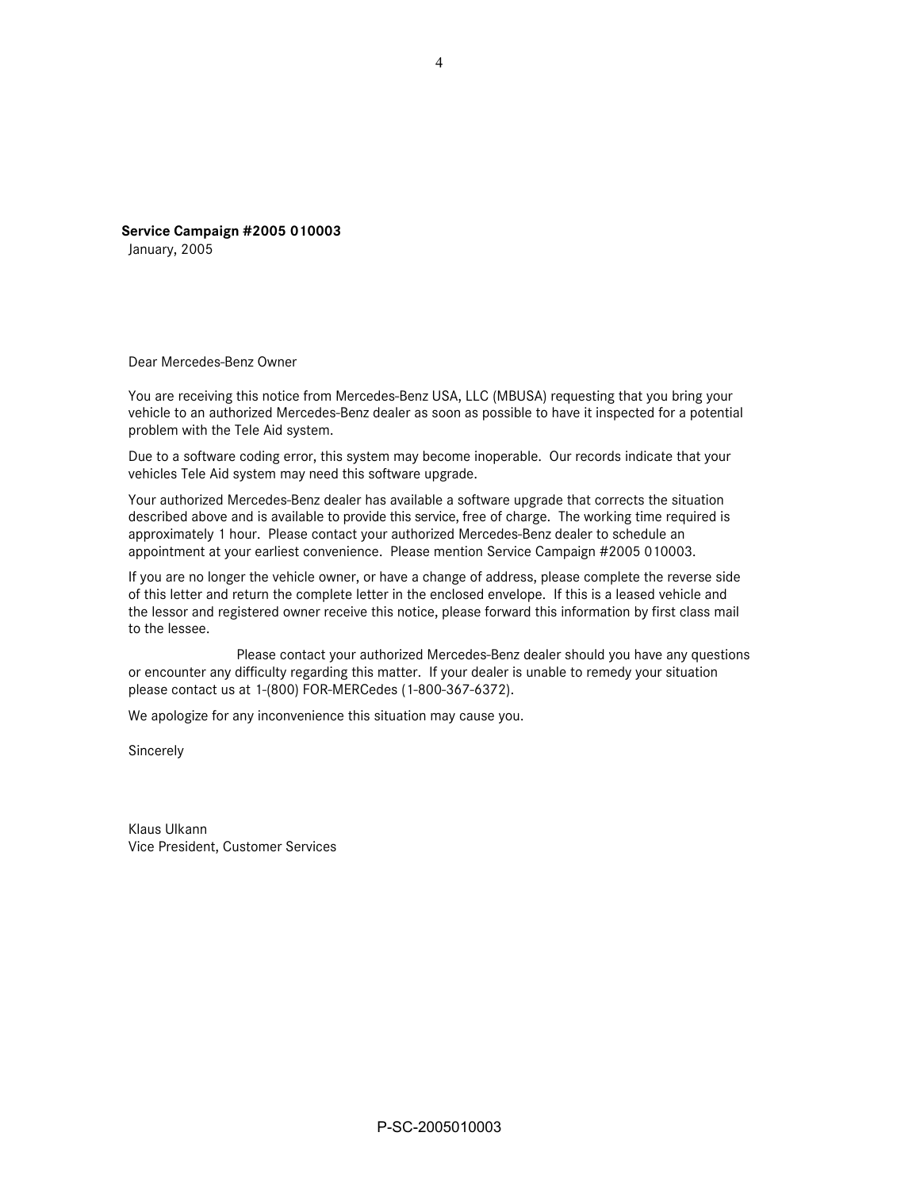**Service Campaign #2005 010003**

January, 2005

Dear Mercedes-Benz Owner

You are receiving this notice from Mercedes-Benz USA, LLC (MBUSA) requesting that you bring your vehicle to an authorized Mercedes-Benz dealer as soon as possible to have it inspected for a potential problem with the Tele Aid system.

Due to a software coding error, this system may become inoperable. Our records indicate that your vehicles Tele Aid system may need this software upgrade.

Your authorized Mercedes-Benz dealer has available a software upgrade that corrects the situation described above and is available to provide this service, free of charge. The working time required is approximately 1 hour. Please contact your authorized Mercedes-Benz dealer to schedule an appointment at your earliest convenience. Please mention Service Campaign #2005 010003.

If you are no longer the vehicle owner, or have a change of address, please complete the reverse side of this letter and return the complete letter in the enclosed envelope. If this is a leased vehicle and the lessor and registered owner receive this notice, please forward this information by first class mail to the lessee.

Please contact your authorized Mercedes-Benz dealer should you have any questions or encounter any difficulty regarding this matter. If your dealer is unable to remedy your situation please contact us at 1-(800) FOR-MERCedes (1-800-367-6372).

We apologize for any inconvenience this situation may cause you.

Sincerely

Klaus Ulkann
Vice President, Customer Services

P-SC-2005010003